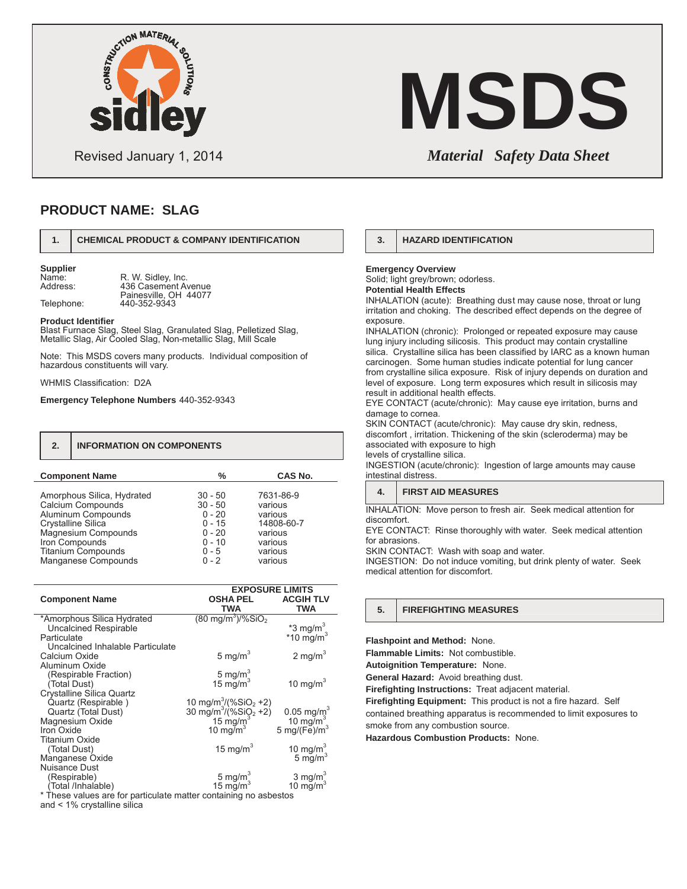sidley — CONSTRUCTION MATERIAL SOLUTIONS

Revised January 1, 2014

# MSDS

*Material Safety Data Sheet*

## PRODUCT NAME: SLAG

### 1. CHEMICAL PRODUCT & COMPANY IDENTIFICATION

**Supplier**

| | |
|---|---|
| Name: | R. W. Sidley, Inc. |
| Address: | 436 Casement Avenue<br>Painesville, OH 44077 |
| Telephone: | 440-352-9343 |

**Product Identifier**
Blast Furnace Slag, Steel Slag, Granulated Slag, Pelletized Slag, Metallic Slag, Air Cooled Slag, Non-metallic Slag, Mill Scale

Note: This MSDS covers many products. Individual composition of hazardous constituents will vary.

WHMIS Classification: D2A

**Emergency Telephone Numbers** 440-352-9343

### 2. INFORMATION ON COMPONENTS

| Component Name | % | CAS No. |
|---|---|---|
| Amorphous Silica, Hydrated | 30 - 50 | 7631-86-9 |
| Calcium Compounds | 30 - 50 | various |
| Aluminum Compounds | 0 - 20 | various |
| Crystalline Silica | 0 - 15 | 14808-60-7 |
| Magnesium Compounds | 0 - 20 | various |
| Iron Compounds | 0 - 10 | various |
| Titanium Compounds | 0 - 5 | various |
| Manganese Compounds | 0 - 2 | various |

| Component Name | EXPOSURE LIMITS OSHA PEL TWA | ACGIH TLV TWA |
|---|---|---|
| *Amorphous Silica Hydrated | (80 mg/m$^3$)/%$SiO_2$ | |
| Uncalcined Respirable Particulate | | *3 mg/m$^3$ |
| Uncalcined Inhalable Particulate | | *10 mg/m$^3$ |
| Calcium Oxide | 5 mg/m$^3$ | 2 mg/m$^3$ |
| Aluminum Oxide | | |
| (Respirable Fraction) | 5 mg/m$^3$ | |
| (Total Dust) | 15 mg/m$^3$ | 10 mg/m$^3$ |
| Crystalline Silica Quartz | | |
| Quartz (Respirable ) | 10 mg/m$^3$/(%$SiO_2$ +2) | |
| Quartz (Total Dust) | 30 mg/m$^3$/(%$SiO_2$ +2) | 0.05 mg/m$^3$ |
| Magnesium Oxide | 15 mg/m$^3$ | 10 mg/m$^3$ |
| Iron Oxide | 10 mg/m$^3$ | 5 mg/(Fe)/m$^3$ |
| Titanium Oxide | | |
| (Total Dust) | 15 mg/m$^3$ | 10 mg/m$^3$ |
| Manganese Oxide | | 5 mg/m$^3$ |
| Nuisance Dust | | |
| (Respirable) | 5 mg/m$^3$ | 3 mg/m$^3$ |
| (Total /Inhalable) | 15 mg/m$^3$ | 10 mg/m$^3$ |

* These values are for particulate matter containing no asbestos and < 1% crystalline silica

### 3. HAZARD IDENTIFICATION

**Emergency Overview**
Solid; light grey/brown; odorless.

**Potential Health Effects**
INHALATION (acute): Breathing dust may cause nose, throat or lung irritation and choking. The described effect depends on the degree of exposure.
INHALATION (chronic): Prolonged or repeated exposure may cause lung injury including silicosis. This product may contain crystalline silica. Crystalline silica has been classified by IARC as a known human carcinogen. Some human studies indicate potential for lung cancer from crystalline silica exposure. Risk of injury depends on duration and level of exposure. Long term exposures which result in silicosis may result in additional health effects.
EYE CONTACT (acute/chronic): May cause eye irritation, burns and damage to cornea.
SKIN CONTACT (acute/chronic): May cause dry skin, redness, discomfort , irritation. Thickening of the skin (scleroderma) may be associated with exposure to high levels of crystalline silica.
INGESTION (acute/chronic): Ingestion of large amounts may cause intestinal distress.

### 4. FIRST AID MEASURES

INHALATION: Move person to fresh air. Seek medical attention for discomfort.
EYE CONTACT: Rinse thoroughly with water. Seek medical attention for abrasions.
SKIN CONTACT: Wash with soap and water.
INGESTION: Do not induce vomiting, but drink plenty of water. Seek medical attention for discomfort.

### 5. FIREFIGHTING MEASURES

**Flashpoint and Method:** None.
**Flammable Limits:** Not combustible.
**Autoignition Temperature:** None.
**General Hazard:** Avoid breathing dust.
**Firefighting Instructions:** Treat adjacent material.
**Firefighting Equipment:** This product is not a fire hazard. Self contained breathing apparatus is recommended to limit exposures to smoke from any combustion source.
**Hazardous Combustion Products:** None.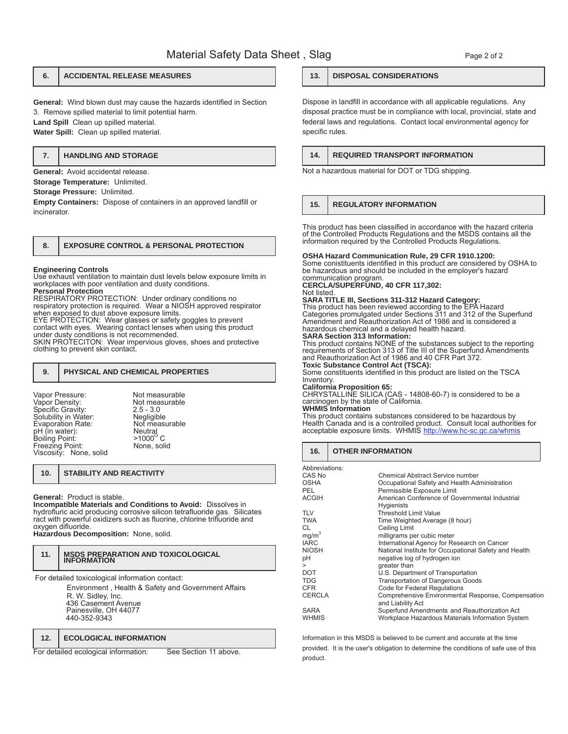# Material Safety Data Sheet , Slag

## 6. ACCIDENTAL RELEASE MEASURES

**General:** Wind blown dust may cause the hazards identified in Section 3. Remove spilled material to limit potential harm.

**Land Spill** Clean up spilled material.

**Water Spill:** Clean up spilled material.

## 7. HANDLING AND STORAGE

**General:** Avoid accidental release.

**Storage Temperature:** Unlimited.

**Storage Pressure:** Unlimited.

**Empty Containers:** Dispose of containers in an approved landfill or incinerator.

## 8. EXPOSURE CONTROL & PERSONAL PROTECTION

**Engineering Controls**
Use exhaust ventilation to maintain dust levels below exposure limits in workplaces with poor ventilation and dusty conditions.

**Personal Protection**
RESPIRATORY PROTECTION: Under ordinary conditions no respiratory protection is required. Wear a NIOSH approved respirator when exposed to dust above exposure limits.
EYE PROTECTION: Wear glasses or safety goggles to prevent contact with eyes. Wearing contact lenses when using this product under dusty conditions is not recommended.
SKIN PROTECITON: Wear impervious gloves, shoes and protective clothing to prevent skin contact.

## 9. PHYSICAL AND CHEMICAL PROPERTIES

| | |
|---|---|
| Vapor Pressure: | Not measurable |
| Vapor Density: | Not measurable |
| Specific Gravity: | 2.5 - 3.0 |
| Solubility in Water: | Negligible |
| Evaporation Rate: | Not measurable |
| pH (in water): | Neutral |
| Boiling Point: | >1000$^{o}$ C |
| Freezing Point: | None, solid |
| Viscosity: None, solid | |

## 10. STABILITY AND REACTIVITY

**General:** Product is stable.
**Incompatible Materials and Conditions to Avoid:** Dissolves in hydrofluric acid producing corrosive silicon tetrafluoride gas. Silicates ract with powerful oxidizers such as fluorine, chlorine trifluoride and oxygen difluoride.
**Hazardous Decomposition:** None, solid.

## 11. MSDS PREPARATION AND TOXICOLOGICAL INFORMATION

For detailed toxicological information contact:

Environment , Health & Safety and Government Affairs
R. W. Sidley, Inc.
436 Casement Avenue
Painesville, OH 44077
440-352-9343

## 12. ECOLOGICAL INFORMATION

For detailed ecological information: See Section 11 above.

## 13. DISPOSAL CONSIDERATIONS

Dispose in landfill in accordance with all applicable regulations. Any disposal practice must be in compliance with local, provincial, state and federal laws and regulations. Contact local environmental agency for specific rules.

## 14. REQUIRED TRANSPORT INFORMATION

Not a hazardous material for DOT or TDG shipping.

## 15. REGULATORY INFORMATION

This product has been classified in accordance with the hazard criteria of the Controlled Products Regulations and the MSDS contains all the information required by the Controlled Products Regulations.

**OSHA Hazard Communication Rule, 29 CFR 1910.1200:**
Some conistituents identified in this product are considered by OSHA to be hazardous and should be included in the employer's hazard communication program.

**CERCLA/SUPERFUND, 40 CFR 117,302:**
Not listed.

**SARA TITLE III, Sections 311-312 Hazard Category:**
This product has been reviewed according to the EPA Hazard Categories promulgated under Sections 311 and 312 of the Superfund Amendment and Reauthorization Act of 1986 and is considered a hazardous chemical and a delayed health hazard.

**SARA Section 313 Information:**
This product contains NONE of the substances subject to the reporting requirements of Section 313 of Title III of the Superfund Amendments and Reauthorization Act of 1986 and 40 CFR Part 372.

**Toxic Substance Control Act (TSCA):**
Some constituents identified in this product are listed on the TSCA Inventory.

**California Proposition 65:**
CHRYSTALLINE SILICA (CAS - 14808-60-7) is considered to be a carcinogen by the state of California.

**WHMIS Information**
This product contains substances considered to be hazardous by Health Canada and is a controlled product. Consult local authorities for acceptable exposure limits. WHMIS http://www.hc-sc.gc.ca/whmis

## 16. OTHER INFORMATION

Abbreviations:

| | |
|---|---|
| CAS No | Chemical Abstract Service number |
| OSHA | Occupational Safety and Health Administration |
| PEL | Permissible Exposure Limit |
| ACGIH | American Conference of Governmental Industrial Hygienists |
| TLV | Threshold Limit Value |
| TWA | Time Weighted Average (8 hour) |
| CL | Ceiling Limit |
| mg/m$^3$ | milligrams per cubic meter |
| IARC | International Agency for Research on Cancer |
| NIOSH | National Institute for Occupational Safety and Health |
| pH | negative log of hydrogen ion |
| > | greater than |
| DOT | U.S. Department of Transportation |
| TDG | Transportation of Dangerous Goods |
| CFR | Code for Federal Regulations |
| CERCLA | Comprehensive Environmental Response, Compensation and Liability Act |
| SARA | Superfund Amendments and Reauthorization Act |
| WHMIS | Workplace Hazardous Materials Information System |

Information in this MSDS is believed to be current and accurate at the time provided. It is the user's obligation to determine the conditions of safe use of this product.